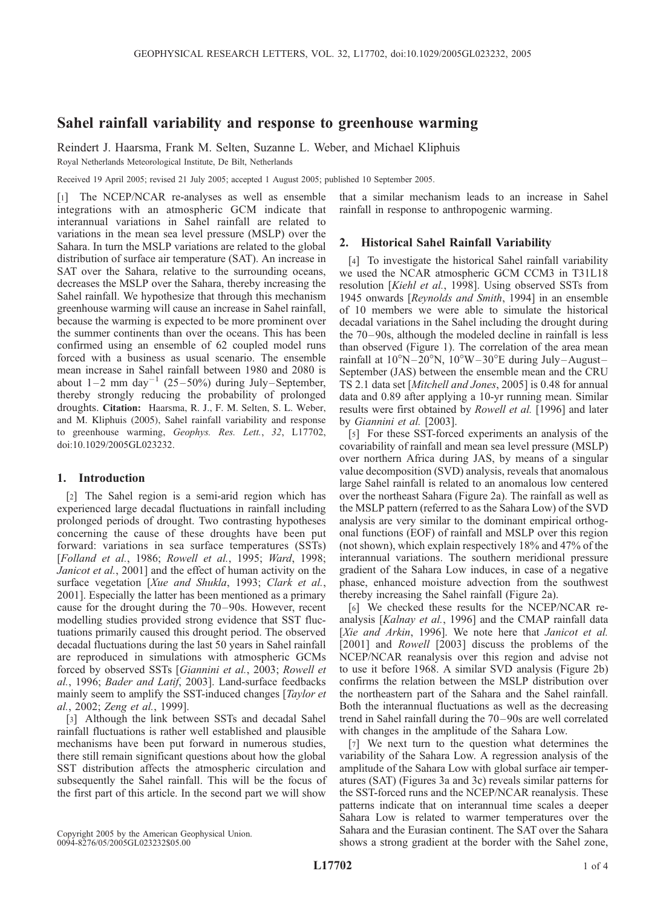# Sahel rainfall variability and response to greenhouse warming

Reindert J. Haarsma, Frank M. Selten, Suzanne L. Weber, and Michael Kliphuis

Royal Netherlands Meteorological Institute, De Bilt, Netherlands

Received 19 April 2005; revised 21 July 2005; accepted 1 August 2005; published 10 September 2005.

[1] The NCEP/NCAR re-analyses as well as ensemble integrations with an atmospheric GCM indicate that interannual variations in Sahel rainfall are related to variations in the mean sea level pressure (MSLP) over the Sahara. In turn the MSLP variations are related to the global distribution of surface air temperature (SAT). An increase in SAT over the Sahara, relative to the surrounding oceans, decreases the MSLP over the Sahara, thereby increasing the Sahel rainfall. We hypothesize that through this mechanism greenhouse warming will cause an increase in Sahel rainfall, because the warming is expected to be more prominent over the summer continents than over the oceans. This has been confirmed using an ensemble of 62 coupled model runs forced with a business as usual scenario. The ensemble mean increase in Sahel rainfall between 1980 and 2080 is about 1–2 mm day$^{-1}$ (25–50%) during July–September, thereby strongly reducing the probability of prolonged droughts. **Citation:** Haarsma, R. J., F. M. Selten, S. L. Weber, and M. Kliphuis (2005), Sahel rainfall variability and response to greenhouse warming, *Geophys. Res. Lett.*, *32*, L17702, doi:10.1029/2005GL023232.

## 1. Introduction

[2] The Sahel region is a semi-arid region which has experienced large decadal fluctuations in rainfall including prolonged periods of drought. Two contrasting hypotheses concerning the cause of these droughts have been put forward: variations in sea surface temperatures (SSTs) [*Folland et al.*, 1986; *Rowell et al.*, 1995; *Ward*, 1998; *Janicot et al.*, 2001] and the effect of human activity on the surface vegetation [*Xue and Shukla*, 1993; *Clark et al.*, 2001]. Especially the latter has been mentioned as a primary cause for the drought during the 70–90s. However, recent modelling studies provided strong evidence that SST fluctuations primarily caused this drought period. The observed decadal fluctuations during the last 50 years in Sahel rainfall are reproduced in simulations with atmospheric GCMs forced by observed SSTs [*Giannini et al.*, 2003; *Rowell et al.*, 1996; *Bader and Latif*, 2003]. Land-surface feedbacks mainly seem to amplify the SST-induced changes [*Taylor et al.*, 2002; *Zeng et al.*, 1999].

[3] Although the link between SSTs and decadal Sahel rainfall fluctuations is rather well established and plausible mechanisms have been put forward in numerous studies, there still remain significant questions about how the global SST distribution affects the atmospheric circulation and subsequently the Sahel rainfall. This will be the focus of the first part of this article. In the second part we will show that a similar mechanism leads to an increase in Sahel rainfall in response to anthropogenic warming.

## 2. Historical Sahel Rainfall Variability

[4] To investigate the historical Sahel rainfall variability we used the NCAR atmospheric GCM CCM3 in T31L18 resolution [*Kiehl et al.*, 1998]. Using observed SSTs from 1945 onwards [*Reynolds and Smith*, 1994] in an ensemble of 10 members we were able to simulate the historical decadal variations in the Sahel including the drought during the 70–90s, although the modeled decline in rainfall is less than observed (Figure 1). The correlation of the area mean rainfall at 10°N–20°N, 10°W–30°E during July–August–September (JAS) between the ensemble mean and the CRU TS 2.1 data set [*Mitchell and Jones*, 2005] is 0.48 for annual data and 0.89 after applying a 10-yr running mean. Similar results were first obtained by *Rowell et al.* [1996] and later by *Giannini et al.* [2003].

[5] For these SST-forced experiments an analysis of the covariability of rainfall and mean sea level pressure (MSLP) over northern Africa during JAS, by means of a singular value decomposition (SVD) analysis, reveals that anomalous large Sahel rainfall is related to an anomalous low centered over the northeast Sahara (Figure 2a). The rainfall as well as the MSLP pattern (referred to as the Sahara Low) of the SVD analysis are very similar to the dominant empirical orthogonal functions (EOF) of rainfall and MSLP over this region (not shown), which explain respectively 18% and 47% of the interannual variations. The southern meridional pressure gradient of the Sahara Low induces, in case of a negative phase, enhanced moisture advection from the southwest thereby increasing the Sahel rainfall (Figure 2a).

[6] We checked these results for the NCEP/NCAR reanalysis [*Kalnay et al.*, 1996] and the CMAP rainfall data [*Xie and Arkin*, 1996]. We note here that *Janicot et al.* [2001] and *Rowell* [2003] discuss the problems of the NCEP/NCAR reanalysis over this region and advise not to use it before 1968. A similar SVD analysis (Figure 2b) confirms the relation between the MSLP distribution over the northeastern part of the Sahara and the Sahel rainfall. Both the interannual fluctuations as well as the decreasing trend in Sahel rainfall during the 70–90s are well correlated with changes in the amplitude of the Sahara Low.

[7] We next turn to the question what determines the variability of the Sahara Low. A regression analysis of the amplitude of the Sahara Low with global surface air temperatures (SAT) (Figures 3a and 3c) reveals similar patterns for the SST-forced runs and the NCEP/NCAR reanalysis. These patterns indicate that on interannual time scales a deeper Sahara Low is related to warmer temperatures over the Sahara and the Eurasian continent. The SAT over the Sahara shows a strong gradient at the border with the Sahel zone,

Copyright 2005 by the American Geophysical Union.
0094-8276/05/2005GL023232$05.00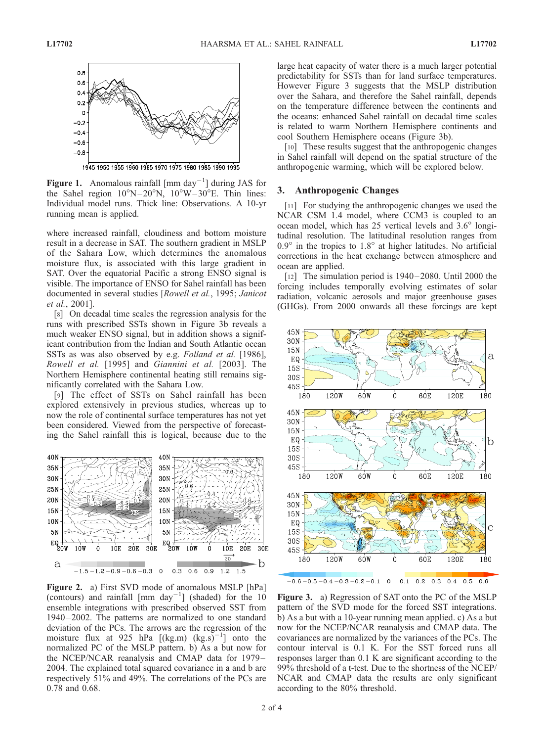where increased rainfall, cloudiness and bottom moisture result in a decrease in SAT. The southern gradient in MSLP of the Sahara Low, which determines the anomalous moisture flux, is associated with this large gradient in SAT. Over the equatorial Pacific a strong ENSO signal is visible. The importance of ENSO for Sahel rainfall has been documented in several studies [*Rowell et al.*, 1995; *Janicot et al.*, 2001].

[8] On decadal time scales the regression analysis for the runs with prescribed SSTs shown in Figure 3b reveals a much weaker ENSO signal, but in addition shows a significant contribution from the Indian and South Atlantic ocean SSTs as was also observed by e.g. *Folland et al.* [1986], *Rowell et al.* [1995] and *Giannini et al.* [2003]. The Northern Hemisphere continental heating still remains significantly correlated with the Sahara Low.

[9] The effect of SSTs on Sahel rainfall has been explored extensively in previous studies, whereas up to now the role of continental surface temperatures has not yet been considered. Viewed from the perspective of forecasting the Sahel rainfall this is logical, because due to the large heat capacity of water there is a much larger potential predictability for SSTs than for land surface temperatures. However Figure 3 suggests that the MSLP distribution over the Sahara, and therefore the Sahel rainfall, depends on the temperature difference between the continents and the oceans: enhanced Sahel rainfall on decadal time scales is related to warm Northern Hemisphere continents and cool Southern Hemisphere oceans (Figure 3b).

[10] These results suggest that the anthropogenic changes in Sahel rainfall will depend on the spatial structure of the anthropogenic warming, which will be explored below.

**Figure 1.** Anomalous rainfall [mm day$^{-1}$] during JAS for the Sahel region 10°N–20°N, 10°W–30°E. Thin lines: Individual model runs. Thick line: Observations. A 10-yr running mean is applied.

**Figure 2.** a) First SVD mode of anomalous MSLP [hPa] (contours) and rainfall [mm day$^{-1}$] (shaded) for the 10 ensemble integrations with prescribed observed SST from 1940–2002. The patterns are normalized to one standard deviation of the PCs. The arrows are the regression of the moisture flux at 925 hPa [(kg.m) (kg.s)$^{-1}$] onto the normalized PC of the MSLP pattern. b) As a but now for the NCEP/NCAR reanalysis and CMAP data for 1979–2004. The explained total squared covariance in a and b are respectively 51% and 49%. The correlations of the PCs are 0.78 and 0.68.

## 3. Anthropogenic Changes

[11] For studying the anthropogenic changes we used the NCAR CSM 1.4 model, where CCM3 is coupled to an ocean model, which has 25 vertical levels and 3.6° longitudinal resolution. The latitudinal resolution ranges from 0.9° in the tropics to 1.8° at higher latitudes. No artificial corrections in the heat exchange between atmosphere and ocean are applied.

[12] The simulation period is 1940–2080. Until 2000 the forcing includes temporally evolving estimates of solar radiation, volcanic aerosols and major greenhouse gases (GHGs). From 2000 onwards all these forcings are kept

**Figure 3.** a) Regression of SAT onto the PC of the MSLP pattern of the SVD mode for the forced SST integrations. b) As a but with a 10-year running mean applied. c) As a but now for the NCEP/NCAR reanalysis and CMAP data. The covariances are normalized by the variances of the PCs. The contour interval is 0.1 K. For the SST forced runs all responses larger than 0.1 K are significant according to the 99% threshold of a t-test. Due to the shortness of the NCEP/NCAR and CMAP data the results are only significant according to the 80% threshold.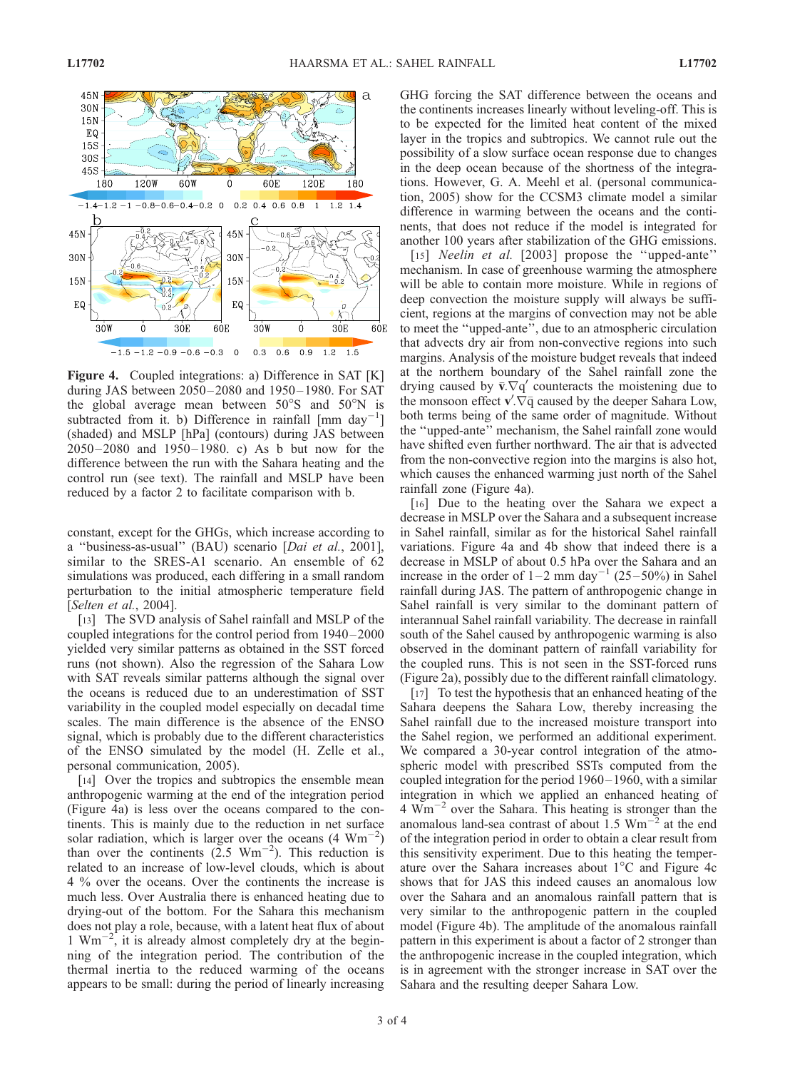Figure 4. Coupled integrations: a) Difference in SAT [K] during JAS between 2050–2080 and 1950–1980. For SAT the global average mean between 50°S and 50°N is subtracted from it. b) Difference in rainfall [mm day$^{-1}$] (shaded) and MSLP [hPa] (contours) during JAS between 2050–2080 and 1950–1980. c) As b but now for the difference between the run with the Sahara heating and the control run (see text). The rainfall and MSLP have been reduced by a factor 2 to facilitate comparison with b.

constant, except for the GHGs, which increase according to a "business-as-usual" (BAU) scenario [*Dai et al.*, 2001], similar to the SRES-A1 scenario. An ensemble of 62 simulations was produced, each differing in a small random perturbation to the initial atmospheric temperature field [*Selten et al.*, 2004].

[13] The SVD analysis of Sahel rainfall and MSLP of the coupled integrations for the control period from 1940–2000 yielded very similar patterns as obtained in the SST forced runs (not shown). Also the regression of the Sahara Low with SAT reveals similar patterns although the signal over the oceans is reduced due to an underestimation of SST variability in the coupled model especially on decadal time scales. The main difference is the absence of the ENSO signal, which is probably due to the different characteristics of the ENSO simulated by the model (H. Zelle et al., personal communication, 2005).

[14] Over the tropics and subtropics the ensemble mean anthropogenic warming at the end of the integration period (Figure 4a) is less over the oceans compared to the continents. This is mainly due to the reduction in net surface solar radiation, which is larger over the oceans (4 Wm$^{-2}$) than over the continents (2.5 Wm$^{-2}$). This reduction is related to an increase of low-level clouds, which is about 4 % over the oceans. Over the continents the increase is much less. Over Australia there is enhanced heating due to drying-out of the bottom. For the Sahara this mechanism does not play a role, because, with a latent heat flux of about 1 Wm$^{-2}$, it is already almost completely dry at the beginning of the integration period. The contribution of the thermal inertia to the reduced warming of the oceans appears to be small: during the period of linearly increasing GHG forcing the SAT difference between the oceans and the continents increases linearly without leveling-off. This is to be expected for the limited heat content of the mixed layer in the tropics and subtropics. We cannot rule out the possibility of a slow surface ocean response due to changes in the deep ocean because of the shortness of the integrations. However, G. A. Meehl et al. (personal communication, 2005) show for the CCSM3 climate model a similar difference in warming between the oceans and the continents, that does not reduce if the model is integrated for another 100 years after stabilization of the GHG emissions.

[15] *Neelin et al.* [2003] propose the "upped-ante" mechanism. In case of greenhouse warming the atmosphere will be able to contain more moisture. While in regions of deep convection the moisture supply will always be sufficient, regions at the margins of convection may not be able to meet the "upped-ante", due to an atmospheric circulation that advects dry air from non-convective regions into such margins. Analysis of the moisture budget reveals that indeed at the northern boundary of the Sahel rainfall zone the drying caused by $\bar{\mathbf{v}}.\nabla q'$ counteracts the moistening due to the monsoon $\mathbf{v}'.\nabla\bar{q}$ caused by the deeper Sahara Low, both terms being of the same order of magnitude. Without the "upped-ante" mechanism, the Sahel rainfall zone would have shifted even further northward. The air that is advected from the non-convective region into the margins is also hot, which causes the enhanced warming just north of the Sahel rainfall zone (Figure 4a).

[16] Due to the heating over the Sahara we expect a decrease in MSLP over the Sahara and a subsequent increase in Sahel rainfall, similar as for the historical Sahel rainfall variations. Figure 4a and 4b show that indeed there is a decrease in MSLP of about 0.5 hPa over the Sahara and an increase in the order of 1–2 mm day$^{-1}$ (25–50%) in Sahel rainfall during JAS. The pattern of anthropogenic change in Sahel rainfall is very similar to the dominant pattern of interannual Sahel rainfall variability. The decrease in rainfall south of the Sahel caused by anthropogenic warming is also observed in the dominant pattern of rainfall variability for the coupled runs. This is not seen in the SST-forced runs (Figure 2a), possibly due to the different rainfall climatology.

[17] To test the hypothesis that an enhanced heating of the Sahara deepens the Sahara Low, thereby increasing the Sahel rainfall due to the increased moisture transport into the Sahel region, we performed an additional experiment. We compared a 30-year control integration of the atmospheric model with prescribed SSTs computed from the coupled integration for the period 1960–1960, with a similar integration in which we applied an enhanced heating of 4 Wm$^{-2}$ over the Sahara. This heating is stronger than the anomalous land-sea contrast of about 1.5 Wm$^{-2}$ at the end of the integration period in order to obtain a clear result from this sensitivity experiment. Due to this heating the temperature over the Sahara increases about 1°C and Figure 4c shows that for JAS this indeed causes an anomalous low over the Sahara and an anomalous rainfall pattern that is very similar to the anthropogenic pattern in the coupled model (Figure 4b). The amplitude of the anomalous rainfall pattern in this experiment is about a factor of 2 stronger than the anthropogenic increase in the coupled integration, which is in agreement with the stronger increase in SAT over the Sahara and the resulting deeper Sahara Low.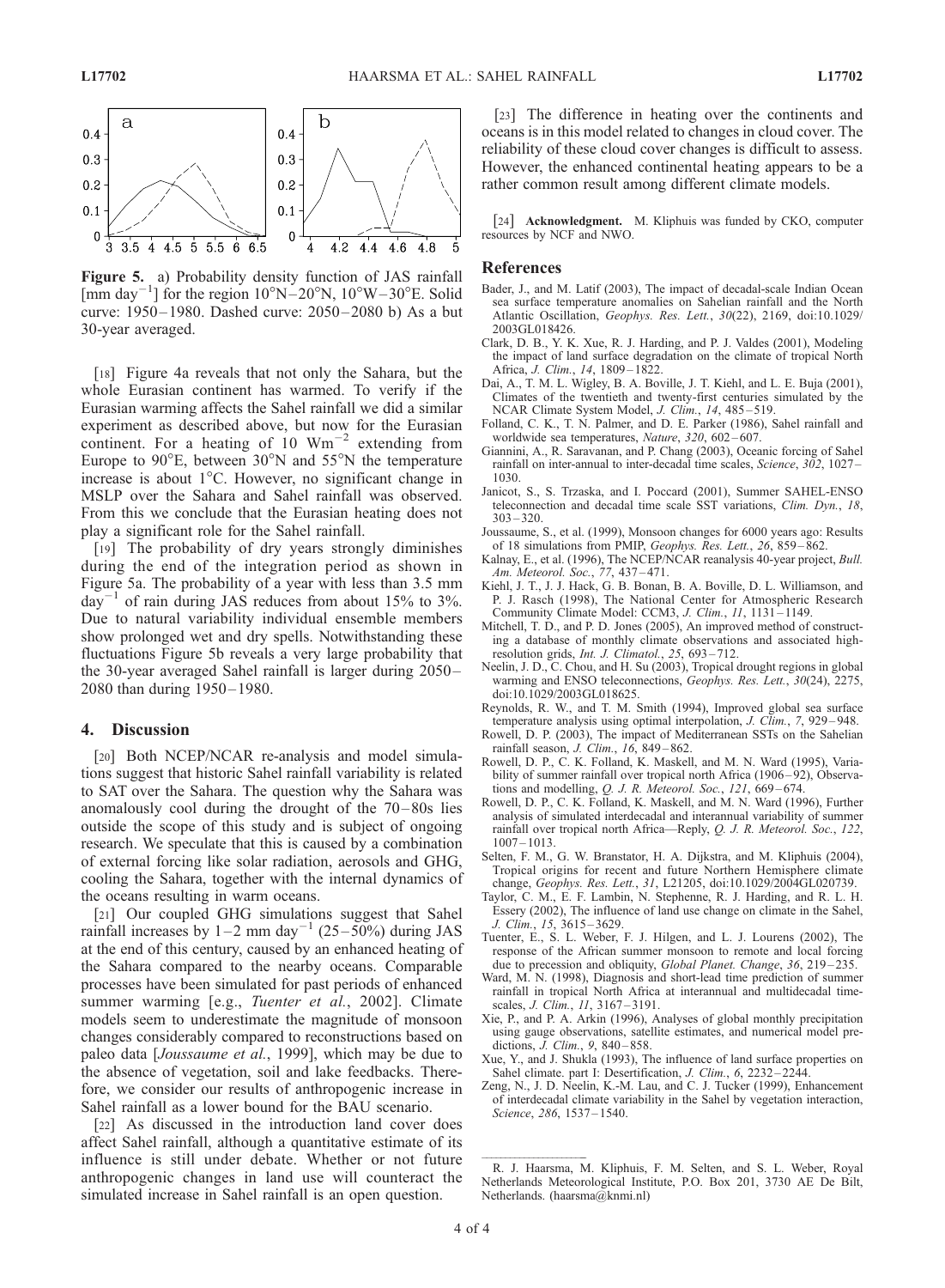a

0.4
0.3
0.2
0.1
0
3 3.5 4 4.5 5 5.5 6 6.5

b

0.4
0.3
0.2
0.1
0
4 4.2 4.4 4.6 4.8 5

**Figure 5.** a) Probability density function of JAS rainfall [mm day$^{-1}$] for the region 10°N–20°N, 10°W–30°E. Solid curve: 1950–1980. Dashed curve: 2050–2080 b) As a but 30-year averaged.

[18] Figure 4a reveals that not only the Sahara, but the whole Eurasian continent has warmed. To verify if the Eurasian warming affects the Sahel rainfall we did a similar experiment as described above, but now for the Eurasian continent. For a heating of 10 Wm$^{-2}$ extending from Europe to 90°E, between 30°N and 55°N the temperature increase is about 1°C. However, no significant change in MSLP over the Sahara and Sahel rainfall was observed. From this we conclude that the Eurasian heating does not play a significant role for the Sahel rainfall.

[19] The probability of dry years strongly diminishes during the end of the integration period as shown in Figure 5a. The probability of a year with less than 3.5 mm day$^{-1}$ of rain during JAS reduces from about 15% to 3%. Due to natural variability individual ensemble members show prolonged wet and dry spells. Notwithstanding these fluctuations Figure 5b reveals a very large probability that the 30-year averaged Sahel rainfall is larger during 2050–2080 than during 1950–1980.

## 4. Discussion

[20] Both NCEP/NCAR re-analysis and model simulations suggest that historic Sahel rainfall variability is related to SAT over the Sahara. The question why the Sahara was anomalously cool during the drought of the 70–80s lies outside the scope of this study and is subject of ongoing research. We speculate that this is caused by a combination of external forcing like solar radiation, aerosols and GHG, cooling the Sahara, together with the internal dynamics of the oceans resulting in warm oceans.

[21] Our coupled GHG simulations suggest that Sahel rainfall increases by 1–2 mm day$^{-1}$ (25–50%) during JAS at the end of this century, caused by an enhanced heating of the Sahara compared to the nearby oceans. Comparable processes have been simulated for past periods of enhanced summer warming [e.g., *Tuenter et al.*, 2002]. Climate models seem to underestimate the magnitude of monsoon changes considerably compared to reconstructions based on paleo data [*Joussaume et al.*, 1999], which may be due to the absence of vegetation, soil and lake feedbacks. Therefore, we consider our results of anthropogenic increase in Sahel rainfall as a lower bound for the BAU scenario.

[22] As discussed in the introduction land cover does affect Sahel rainfall, although a quantitative estimate of its influence is still under debate. Whether or not future anthropogenic changes in land use will counteract the simulated increase in Sahel rainfall is an open question.

[23] The difference in heating over the continents and oceans is in this model related to changes in cloud cover. The reliability of these cloud cover changes is difficult to assess. However, the enhanced continental heating appears to be a rather common result among different climate models.

[24] **Acknowledgment.** M. Kliphuis was funded by CKO, computer resources by NCF and NWO.

## References

Bader, J., and M. Latif (2003), The impact of decadal-scale Indian Ocean sea surface temperature anomalies on Sahelian rainfall and the North Atlantic Oscillation, *Geophys. Res. Lett.*, *30*(22), 2169, doi:10.1029/2003GL018426.

Clark, D. B., Y. K. Xue, R. J. Harding, and P. J. Valdes (2001), Modeling the impact of land surface degradation on the climate of tropical North Africa, *J. Clim.*, *14*, 1809–1822.

Dai, A., T. M. L. Wigley, B. A. Boville, J. T. Kiehl, and L. E. Buja (2001), Climates of the twentieth and twenty-first centuries simulated by the NCAR Climate System Model, *J. Clim.*, *14*, 485–519.

Folland, C. K., T. N. Palmer, and D. E. Parker (1986), Sahel rainfall and worldwide sea temperatures, *Nature*, *320*, 602–607.

Giannini, A., R. Saravanan, and P. Chang (2003), Oceanic forcing of Sahel rainfall on inter-annual to inter-decadal time scales, *Science*, *302*, 1027–1030.

Janicot, S., S. Trzaska, and I. Poccard (2001), Summer SAHEL-ENSO teleconnection and decadal time scale SST variations, *Clim. Dyn.*, *18*, 303–320.

Joussaume, S., et al. (1999), Monsoon changes for 6000 years ago: Results of 18 simulations from PMIP, *Geophys. Res. Lett.*, *26*, 859–862.

Kalnay, E., et al. (1996), The NCEP/NCAR reanalysis 40-year project, *Bull. Am. Meteorol. Soc.*, *77*, 437–471.

Kiehl, J. T., J. J. Hack, G. B. Bonan, B. A. Boville, D. L. Williamson, and P. J. Rasch (1998), The National Center for Atmospheric Research Community Climate Model: CCM3, *J. Clim.*, *11*, 1131–1149.

Mitchell, T. D., and P. D. Jones (2005), An improved method of constructing a database of monthly climate observations and associated high-resolution grids, *Int. J. Climatol.*, *25*, 693–712.

Neelin, J. D., C. Chou, and H. Su (2003), Tropical drought regions in global warming and ENSO teleconnections, *Geophys. Res. Lett.*, *30*(24), 2275, doi:10.1029/2003GL018625.

Reynolds, R. W., and T. M. Smith (1994), Improved global sea surface temperature analysis using optimal interpolation, *J. Clim.*, *7*, 929–948.

Rowell, D. P. (2003), The impact of Mediterranean SSTs on the Sahelian rainfall season, *J. Clim.*, *16*, 849–862.

Rowell, D. P., C. K. Folland, K. Maskell, and M. N. Ward (1995), Variability of summer rainfall over tropical north Africa (1906–92), Observations and modelling, *Q. J. R. Meteorol. Soc.*, *121*, 669–674.

Rowell, D. P., C. K. Folland, K. Maskell, and M. N. Ward (1996), Further analysis of simulated interdecadal and interannual variability of summer rainfall over tropical north Africa—Reply, *Q. J. R. Meteorol. Soc.*, *122*, 1007–1013.

Selten, F. M., G. W. Branstator, H. A. Dijkstra, and M. Kliphuis (2004), Tropical origins for recent and future Northern Hemisphere climate change, *Geophys. Res. Lett.*, *31*, L21205, doi:10.1029/2004GL020739.

Taylor, C. M., E. F. Lambin, N. Stephenne, R. J. Harding, and R. L. H. Essery (2002), The influence of land use change on climate in the Sahel, *J. Clim.*, *15*, 3615–3629.

Tuenter, E., S. L. Weber, F. J. Hilgen, and L. J. Lourens (2002), The response of the African summer monsoon to remote and local forcing due to precession and obliquity, *Global Planet. Change*, *36*, 219–235.

Ward, M. N. (1998), Diagnosis and short-lead time prediction of summer rainfall in tropical North Africa at interannual and multidecadal timescales, *J. Clim.*, *11*, 3167–3191.

Xie, P., and P. A. Arkin (1996), Analyses of global monthly precipitation using gauge observations, satellite estimates, and numerical model predictions, *J. Clim.*, *9*, 840–858.

Xue, Y., and J. Shukla (1993), The influence of land surface properties on Sahel climate. part I: Desertification, *J. Clim.*, *6*, 2232–2244.

Zeng, N., J. D. Neelin, K.-M. Lau, and C. J. Tucker (1999), Enhancement of interdecadal climate variability in the Sahel by vegetation interaction, *Science*, *286*, 1537–1540.

---

R. J. Haarsma, M. Kliphuis, F. M. Selten, and S. L. Weber, Royal Netherlands Meteorological Institute, P.O. Box 201, 3730 AE De Bilt, Netherlands. (haarsma@knmi.nl)